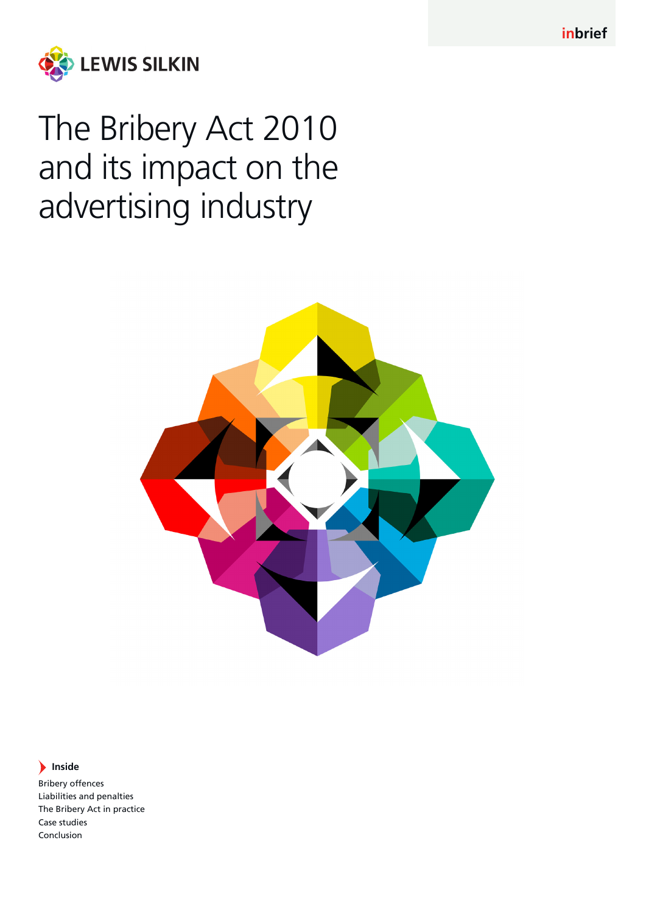inbrief

LEWIS SILKIN

# The Bribery Act 2010 and its impact on the advertising industry

**Inside**

Bribery offences
Liabilities and penalties
The Bribery Act in practice
Case studies
Conclusion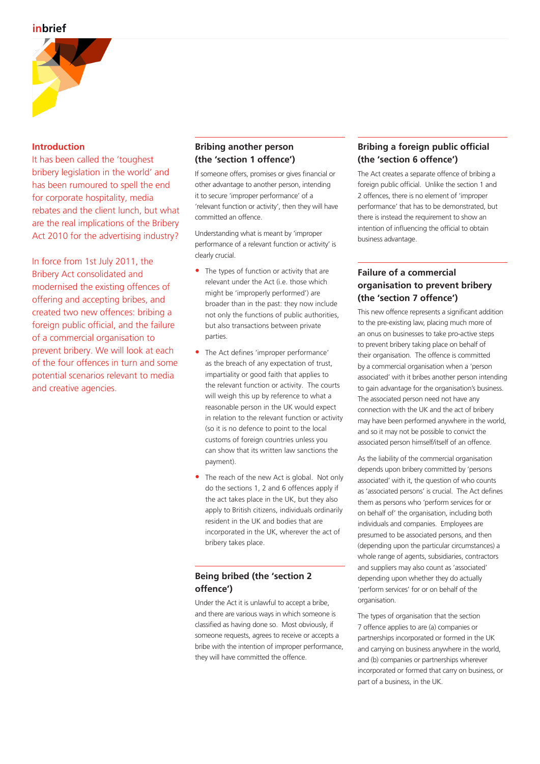## Introduction

It has been called the 'toughest bribery legislation in the world' and has been rumoured to spell the end for corporate hospitality, media rebates and the client lunch, but what are the real implications of the Bribery Act 2010 for the advertising industry?

In force from 1st July 2011, the Bribery Act consolidated and modernised the existing offences of offering and accepting bribes, and created two new offences: bribing a foreign public official, and the failure of a commercial organisation to prevent bribery. We will look at each of the four offences in turn and some potential scenarios relevant to media and creative agencies.

## Bribing another person (the 'section 1 offence')

If someone offers, promises or gives financial or other advantage to another person, intending it to secure 'improper performance' of a 'relevant function or activity', then they will have committed an offence.

Understanding what is meant by 'improper performance of a relevant function or activity' is clearly crucial.

- The types of function or activity that are relevant under the Act (i.e. those which might be 'improperly performed') are broader than in the past: they now include not only the functions of public authorities, but also transactions between private parties.
- The Act defines 'improper performance' as the breach of any expectation of trust, impartiality or good faith that applies to the relevant function or activity. The courts will weigh this up by reference to what a reasonable person in the UK would expect in relation to the relevant function or activity (so it is no defence to point to the local customs of foreign countries unless you can show that its written law sanctions the payment).
- The reach of the new Act is global. Not only do the sections 1, 2 and 6 offences apply if the act takes place in the UK, but they also apply to British citizens, individuals ordinarily resident in the UK and bodies that are incorporated in the UK, wherever the act of bribery takes place.

## Being bribed (the 'section 2 offence')

Under the Act it is unlawful to accept a bribe, and there are various ways in which someone is classified as having done so. Most obviously, if someone requests, agrees to receive or accepts a bribe with the intention of improper performance, they will have committed the offence.

## Bribing a foreign public official (the 'section 6 offence')

The Act creates a separate offence of bribing a foreign public official. Unlike the section 1 and 2 offences, there is no element of 'improper performance' that has to be demonstrated, but there is instead the requirement to show an intention of influencing the official to obtain business advantage.

## Failure of a commercial organisation to prevent bribery (the 'section 7 offence')

This new offence represents a significant addition to the pre-existing law, placing much more of an onus on businesses to take pro-active steps to prevent bribery taking place on behalf of their organisation. The offence is committed by a commercial organisation when a 'person associated' with it bribes another person intending to gain advantage for the organisation's business. The associated person need not have any connection with the UK and the act of bribery may have been performed anywhere in the world, and so it may not be possible to convict the associated person himself/itself of an offence.

As the liability of the commercial organisation depends upon bribery committed by 'persons associated' with it, the question of who counts as 'associated persons' is crucial. The Act defines them as persons who 'perform services for or on behalf of' the organisation, including both individuals and companies. Employees are presumed to be associated persons, and then (depending upon the particular circumstances) a whole range of agents, subsidiaries, contractors and suppliers may also count as 'associated' depending upon whether they do actually 'perform services' for or on behalf of the organisation.

The types of organisation that the section 7 offence applies to are (a) companies or partnerships incorporated or formed in the UK and carrying on business anywhere in the world, and (b) companies or partnerships wherever incorporated or formed that carry on business, or part of a business, in the UK.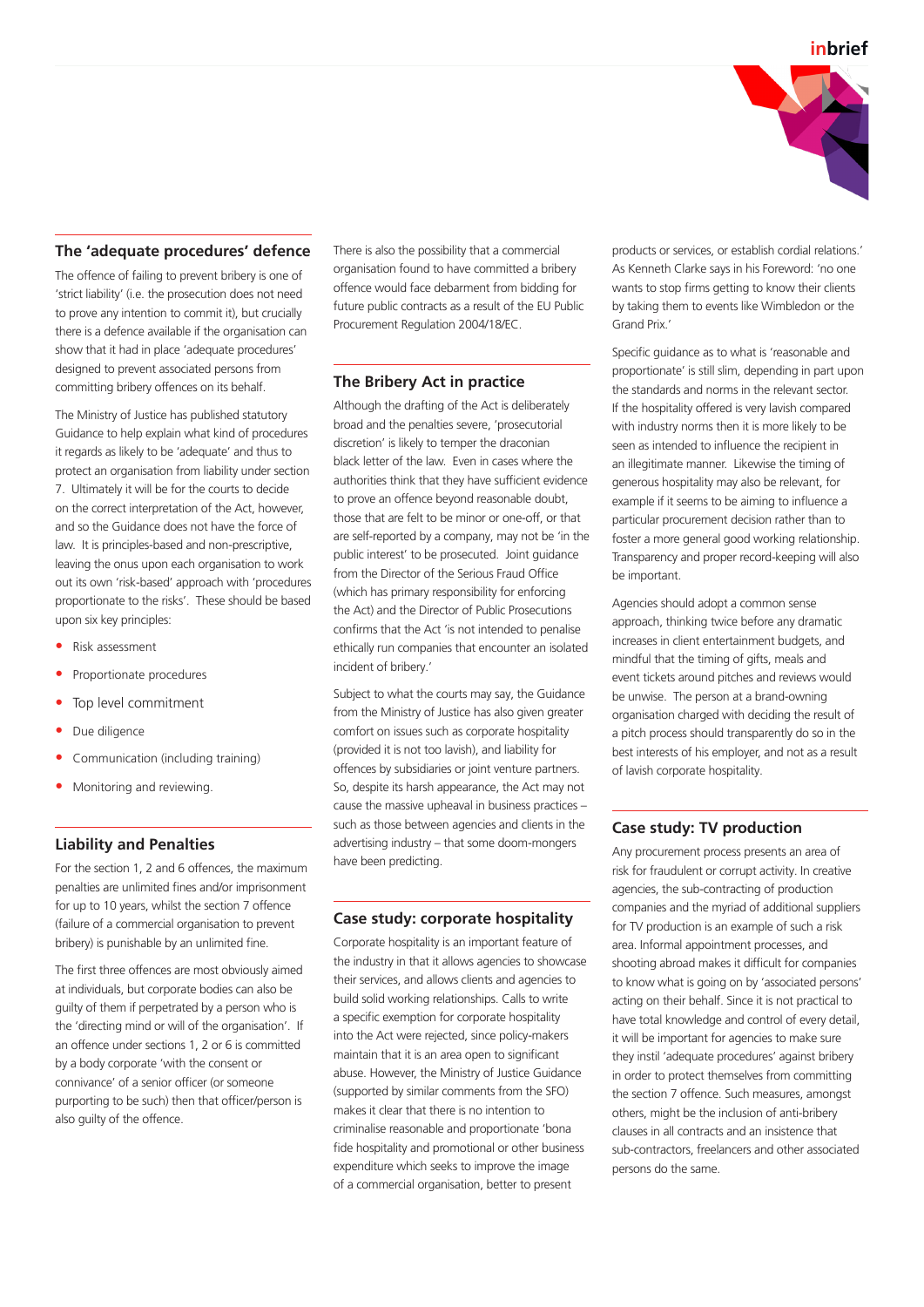## The 'adequate procedures' defence

The offence of failing to prevent bribery is one of 'strict liability' (i.e. the prosecution does not need to prove any intention to commit it), but crucially there is a defence available if the organisation can show that it had in place 'adequate procedures' designed to prevent associated persons from committing bribery offences on its behalf.

The Ministry of Justice has published statutory Guidance to help explain what kind of procedures it regards as likely to be 'adequate' and thus to protect an organisation from liability under section 7. Ultimately it will be for the courts to decide on the correct interpretation of the Act, however, and so the Guidance does not have the force of law. It is principles-based and non-prescriptive, leaving the onus upon each organisation to work out its own 'risk-based' approach with 'procedures proportionate to the risks'. These should be based upon six key principles:

- Risk assessment
- Proportionate procedures
- Top level commitment
- Due diligence
- Communication (including training)
- Monitoring and reviewing.

## Liability and Penalties

For the section 1, 2 and 6 offences, the maximum penalties are unlimited fines and/or imprisonment for up to 10 years, whilst the section 7 offence (failure of a commercial organisation to prevent bribery) is punishable by an unlimited fine.

The first three offences are most obviously aimed at individuals, but corporate bodies can also be guilty of them if perpetrated by a person who is the 'directing mind or will of the organisation'. If an offence under sections 1, 2 or 6 is committed by a body corporate 'with the consent or connivance' of a senior officer (or someone purporting to be such) then that officer/person is also guilty of the offence.

There is also the possibility that a commercial organisation found to have committed a bribery offence would face debarment from bidding for future public contracts as a result of the EU Public Procurement Regulation 2004/18/EC.

## The Bribery Act in practice

Although the drafting of the Act is deliberately broad and the penalties severe, 'prosecutorial discretion' is likely to temper the draconian black letter of the law. Even in cases where the authorities think that they have sufficient evidence to prove an offence beyond reasonable doubt, those that are felt to be minor or one-off, or that are self-reported by a company, may not be 'in the public interest' to be prosecuted. Joint guidance from the Director of the Serious Fraud Office (which has primary responsibility for enforcing the Act) and the Director of Public Prosecutions confirms that the Act 'is not intended to penalise ethically run companies that encounter an isolated incident of bribery.'

Subject to what the courts may say, the Guidance from the Ministry of Justice has also given greater comfort on issues such as corporate hospitality (provided it is not too lavish), and liability for offences by subsidiaries or joint venture partners. So, despite its harsh appearance, the Act may not cause the massive upheaval in business practices – such as those between agencies and clients in the advertising industry – that some doom-mongers have been predicting.

## Case study: corporate hospitality

Corporate hospitality is an important feature of the industry in that it allows agencies to showcase their services, and allows clients and agencies to build solid working relationships. Calls to write a specific exemption for corporate hospitality into the Act were rejected, since policy-makers maintain that it is an area open to significant abuse. However, the Ministry of Justice Guidance (supported by similar comments from the SFO) makes it clear that there is no intention to criminalise reasonable and proportionate 'bona fide hospitality and promotional or other business expenditure which seeks to improve the image of a commercial organisation, better to present products or services, or establish cordial relations.' As Kenneth Clarke says in his Foreword: 'no one wants to stop firms getting to know their clients by taking them to events like Wimbledon or the Grand Prix.'

Specific guidance as to what is 'reasonable and proportionate' is still slim, depending in part upon the standards and norms in the relevant sector. If the hospitality offered is very lavish compared with industry norms then it is more likely to be seen as intended to influence the recipient in an illegitimate manner. Likewise the timing of generous hospitality may also be relevant, for example if it seems to be aiming to influence a particular procurement decision rather than to foster a more general good working relationship. Transparency and proper record-keeping will also be important.

Agencies should adopt a common sense approach, thinking twice before any dramatic increases in client entertainment budgets, and mindful that the timing of gifts, meals and event tickets around pitches and reviews would be unwise. The person at a brand-owning organisation charged with deciding the result of a pitch process should transparently do so in the best interests of his employer, and not as a result of lavish corporate hospitality.

## Case study: TV production

Any procurement process presents an area of risk for fraudulent or corrupt activity. In creative agencies, the sub-contracting of production companies and the myriad of additional suppliers for TV production is an example of such a risk area. Informal appointment processes, and shooting abroad makes it difficult for companies to know what is going on by 'associated persons' acting on their behalf. Since it is not practical to have total knowledge and control of every detail, it will be important for agencies to make sure they instil 'adequate procedures' against bribery in order to protect themselves from committing the section 7 offence. Such measures, amongst others, might be the inclusion of anti-bribery clauses in all contracts and an insistence that sub-contractors, freelancers and other associated persons do the same.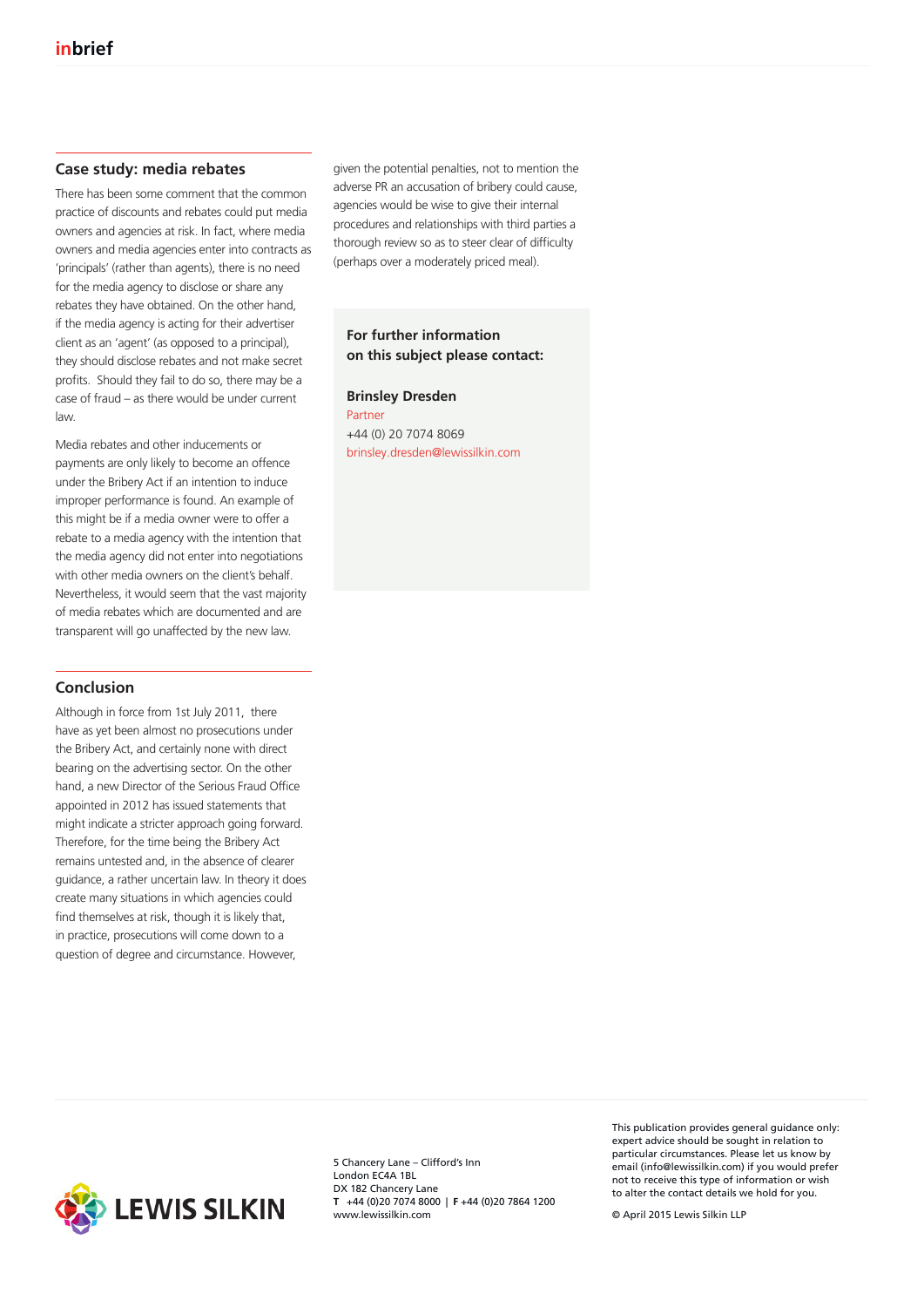## Case study: media rebates

There has been some comment that the common practice of discounts and rebates could put media owners and agencies at risk. In fact, where media owners and media agencies enter into contracts as 'principals' (rather than agents), there is no need for the media agency to disclose or share any rebates they have obtained. On the other hand, if the media agency is acting for their advertiser client as an 'agent' (as opposed to a principal), they should disclose rebates and not make secret profits. Should they fail to do so, there may be a case of fraud – as there would be under current law.

Media rebates and other inducements or payments are only likely to become an offence under the Bribery Act if an intention to induce improper performance is found. An example of this might be if a media owner were to offer a rebate to a media agency with the intention that the media agency did not enter into negotiations with other media owners on the client's behalf. Nevertheless, it would seem that the vast majority of media rebates which are documented and are transparent will go unaffected by the new law.

## Conclusion

Although in force from 1st July 2011, there have as yet been almost no prosecutions under the Bribery Act, and certainly none with direct bearing on the advertising sector. On the other hand, a new Director of the Serious Fraud Office appointed in 2012 has issued statements that might indicate a stricter approach going forward. Therefore, for the time being the Bribery Act remains untested and, in the absence of clearer guidance, a rather uncertain law. In theory it does create many situations in which agencies could find themselves at risk, though it is likely that, in practice, prosecutions will come down to a question of degree and circumstance. However, given the potential penalties, not to mention the adverse PR an accusation of bribery could cause, agencies would be wise to give their internal procedures and relationships with third parties a thorough review so as to steer clear of difficulty (perhaps over a moderately priced meal).

**For further information on this subject please contact:**

**Brinsley Dresden**
Partner
+44 (0) 20 7074 8069
brinsley.dresden@lewissilkin.com

5 Chancery Lane – Clifford's Inn
London EC4A 1BL
DX 182 Chancery Lane
**T** +44 (0)20 7074 8000 | **F** +44 (0)20 7864 1200
www.lewissilkin.com

This publication provides general guidance only: expert advice should be sought in relation to particular circumstances. Please let us know by email (info@lewissilkin.com) if you would prefer not to receive this type of information or wish to alter the contact details we hold for you.

© April 2015 Lewis Silkin LLP